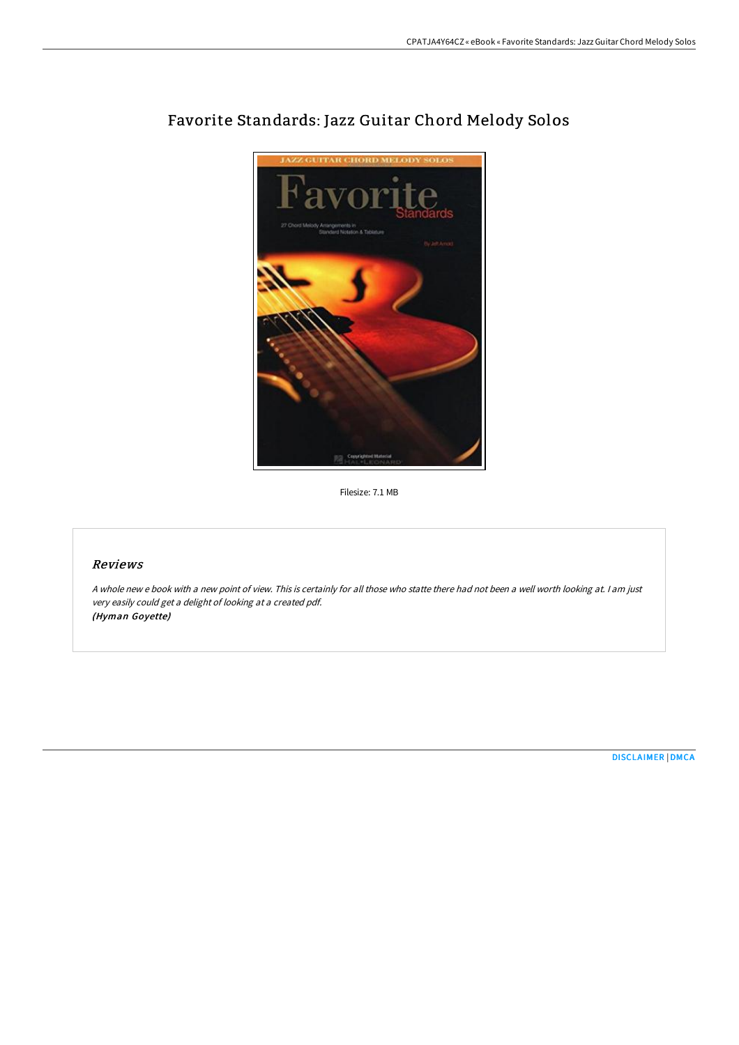# Favorite Standards: Jazz Guitar Chord Melody Solos

Filesize: 7.1 MB

## Reviews

*A whole new e book with a new point of view. This is certainly for all those who statte there had not been a well worth looking at. I am just very easily could get a delight of looking at a created pdf.*
*(Hyman Goyette)*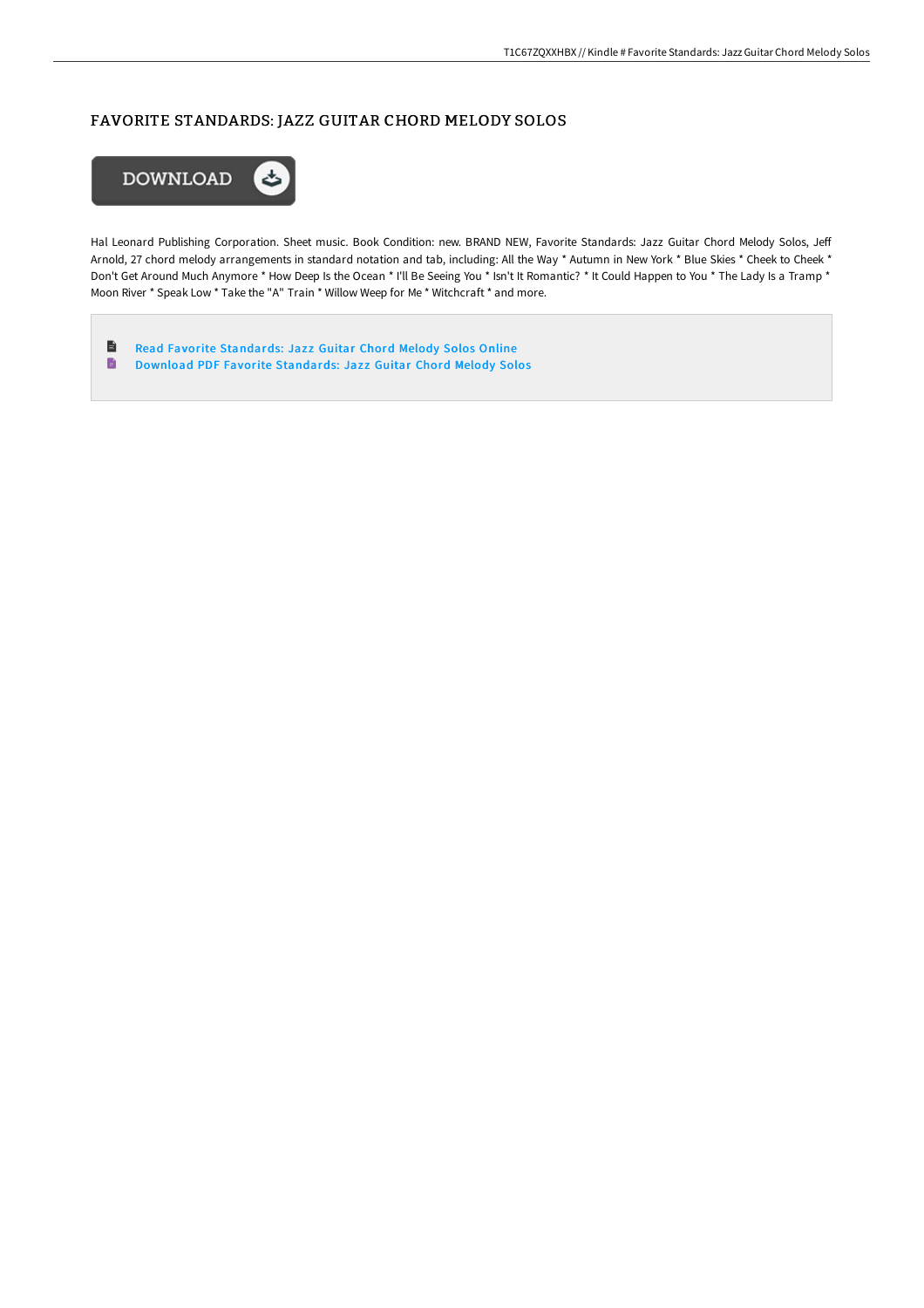# FAVORITE STANDARDS: JAZZ GUITAR CHORD MELODY SOLOS

Hal Leonard Publishing Corporation. Sheet music. Book Condition: new. BRAND NEW, Favorite Standards: Jazz Guitar Chord Melody Solos, Jeff Arnold, 27 chord melody arrangements in standard notation and tab, including: All the Way * Autumn in New York * Blue Skies * Cheek to Cheek * Don't Get Around Much Anymore * How Deep Is the Ocean * I'll Be Seeing You * Isn't It Romantic? * It Could Happen to You * The Lady Is a Tramp * Moon River * Speak Low * Take the "A" Train * Willow Weep for Me * Witchcraft * and more.

- Read Favorite Standards: Jazz Guitar Chord Melody Solos Online
- Download PDF Favorite Standards: Jazz Guitar Chord Melody Solos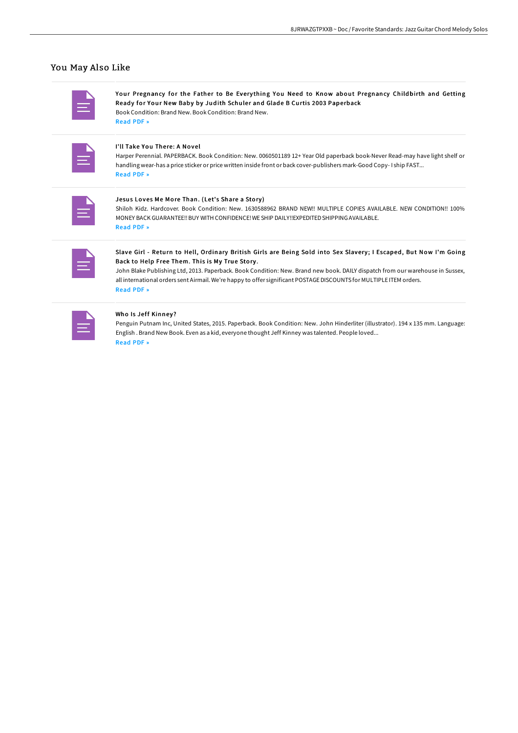## You May Also Like

**Your Pregnancy for the Father to Be Everything You Need to Know about Pregnancy Childbirth and Getting Ready for Your New Baby by Judith Schuler and Glade B Curtis 2003 Paperback**

Book Condition: Brand New. Book Condition: Brand New.

Read PDF »

**I'll Take You There: A Novel**

Harper Perennial. PAPERBACK. Book Condition: New. 0060501189 12+ Year Old paperback book-Never Read-may have light shelf or handling wear-has a price sticker or price written inside front or back cover-publishers mark-Good Copy- I ship FAST...

Read PDF »

**Jesus Loves Me More Than. (Let's Share a Story)**

Shiloh Kidz. Hardcover. Book Condition: New. 1630588962 BRAND NEW!! MULTIPLE COPIES AVAILABLE. NEW CONDITION!! 100% MONEY BACK GUARANTEE!! BUY WITH CONFIDENCE! WE SHIP DAILY!!EXPEDITED SHIPPING AVAILABLE.

Read PDF »

**Slave Girl - Return to Hell, Ordinary British Girls are Being Sold into Sex Slavery; I Escaped, But Now I'm Going Back to Help Free Them. This is My True Story.**

John Blake Publishing Ltd, 2013. Paperback. Book Condition: New. Brand new book. DAILY dispatch from our warehouse in Sussex, all international orders sent Airmail. We're happy to offer significant POSTAGE DISCOUNTS for MULTIPLE ITEM orders.

Read PDF »

**Who Is Jeff Kinney?**

Penguin Putnam Inc, United States, 2015. Paperback. Book Condition: New. John Hinderliter (illustrator). 194 x 135 mm. Language: English . Brand New Book. Even as a kid, everyone thought Jeff Kinney was talented. People loved...

Read PDF »